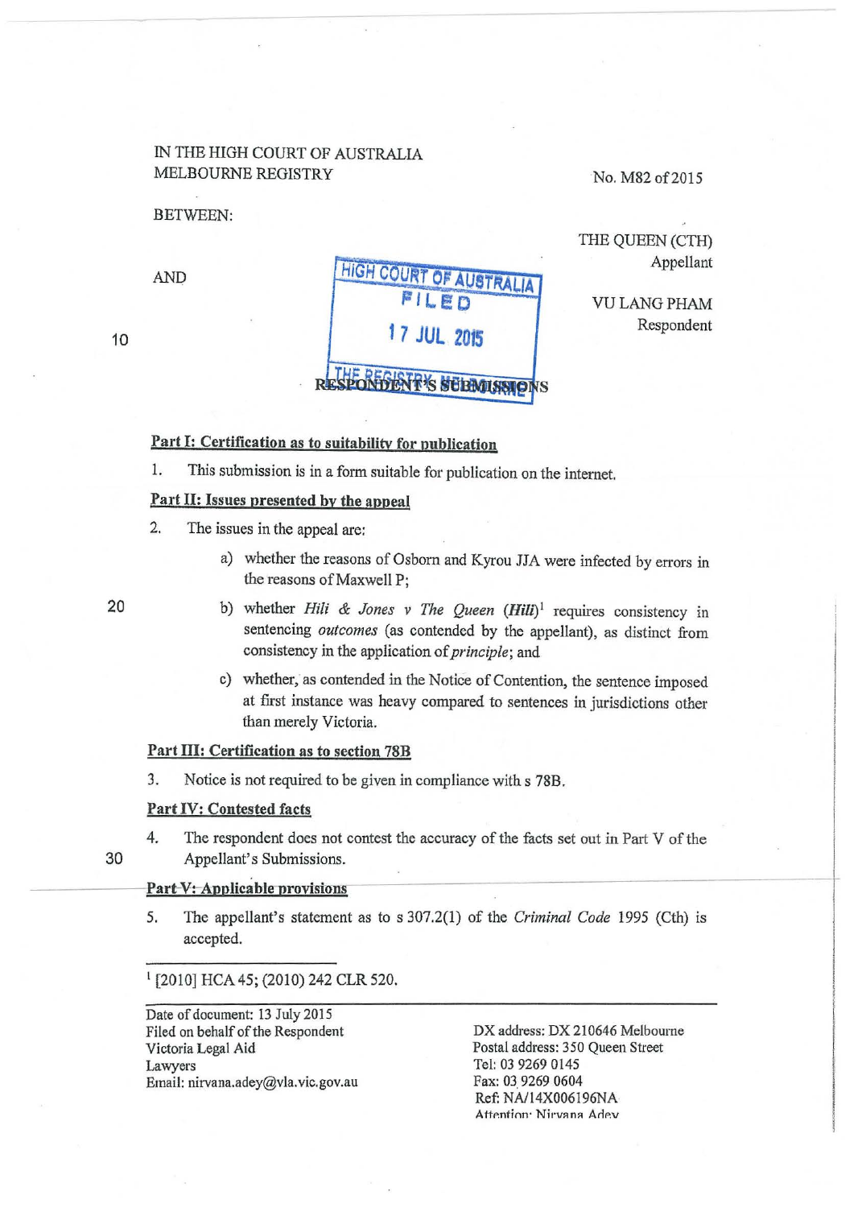IN THE HIGH COURT OF AUSTRALIA
MELBOURNE REGISTRY

No. M82 of 2015

BETWEEN:

THE QUEEN (CTH)
Appellant

AND

VU LANG PHAM
Respondent

HIGH COURT OF AUSTRALIA
FILED
17 JUL 2015
THE REGISTRY MELBOURNE

RESPONDENT'S SUBMISSIONS

**Part I: Certification as to suitability for publication**

1. This submission is in a form suitable for publication on the internet.

**Part II: Issues presented by the appeal**

2. The issues in the appeal are:

   a) whether the reasons of Osborn and Kyrou JJA were infected by errors in the reasons of Maxwell P;

   b) whether *Hili & Jones v The Queen* (***Hili***)[1] requires consistency in sentencing *outcomes* (as contended by the appellant), as distinct from consistency in the application of *principle*; and

   c) whether, as contended in the Notice of Contention, the sentence imposed at first instance was heavy compared to sentences in jurisdictions other than merely Victoria.

**Part III: Certification as to section 78B**

3. Notice is not required to be given in compliance with s 78B.

**Part IV: Contested facts**

4. The respondent does not contest the accuracy of the facts set out in Part V of the Appellant's Submissions.

**Part V: Applicable provisions**

5. The appellant's statement as to s 307.2(1) of the *Criminal Code* 1995 (Cth) is accepted.

---

[1] [2010] HCA 45; (2010) 242 CLR 520.

Date of document: 13 July 2015
Filed on behalf of the Respondent
Victoria Legal Aid
Lawyers
Email: nirvana.adey@vla.vic.gov.au

DX address: DX 210646 Melbourne
Postal address: 350 Queen Street
Tel: 03 9269 0145
Fax: 03 9269 0604
Ref: NA/14X006196NA
Attention: Nirvana Adey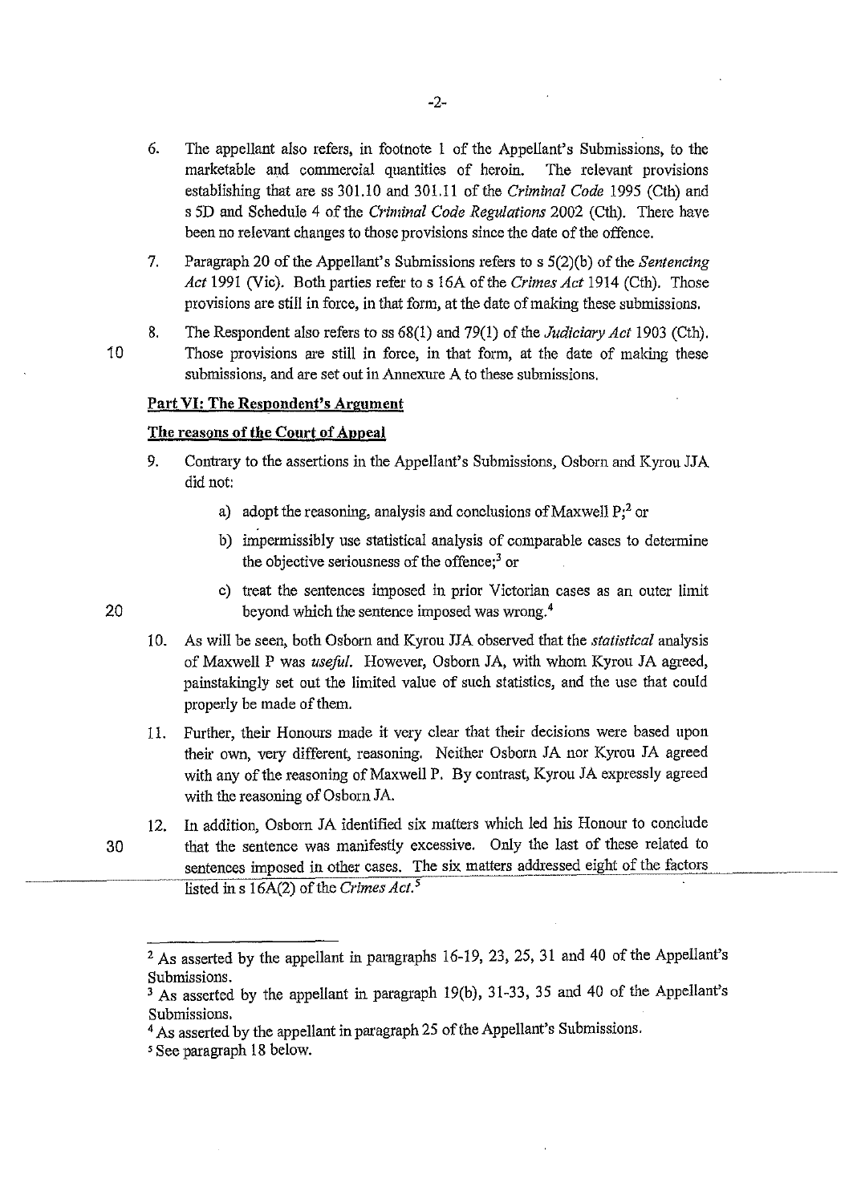6. The appellant also refers, in footnote 1 of the Appellant's Submissions, to the marketable and commercial quantities of heroin. The relevant provisions establishing that are ss 301.10 and 301.11 of the *Criminal Code* 1995 (Cth) and s 5D and Schedule 4 of the *Criminal Code Regulations* 2002 (Cth). There have been no relevant changes to those provisions since the date of the offence.

7. Paragraph 20 of the Appellant's Submissions refers to s 5(2)(b) of the *Sentencing Act* 1991 (Vic). Both parties refer to s 16A of the *Crimes Act* 1914 (Cth). Those provisions are still in force, in that form, at the date of making these submissions.

8. The Respondent also refers to ss 68(1) and 79(1) of the *Judiciary Act* 1903 (Cth). Those provisions are still in force, in that form, at the date of making these submissions, and are set out in Annexure A to these submissions.

## Part VI: The Respondent's Argument

### The reasons of the Court of Appeal

9. Contrary to the assertions in the Appellant's Submissions, Osborn and Kyrou JJA did not:

   a) adopt the reasoning, analysis and conclusions of Maxwell P;[2] or

   b) impermissibly use statistical analysis of comparable cases to determine the objective seriousness of the offence;[3] or

   c) treat the sentences imposed in prior Victorian cases as an outer limit beyond which the sentence imposed was wrong.[4]

10. As will be seen, both Osborn and Kyrou JJA observed that the *statistical* analysis of Maxwell P was *useful*. However, Osborn JA, with whom Kyrou JA agreed, painstakingly set out the limited value of such statistics, and the use that could properly be made of them.

11. Further, their Honours made it very clear that their decisions were based upon their own, very different, reasoning. Neither Osborn JA nor Kyrou JA agreed with any of the reasoning of Maxwell P. By contrast, Kyrou JA expressly agreed with the reasoning of Osborn JA.

12. In addition, Osborn JA identified six matters which led his Honour to conclude that the sentence was manifestly excessive. Only the last of these related to sentences imposed in other cases. The six matters addressed eight of the factors listed in s 16A(2) of the *Crimes Act*.[5]

---

[2] As asserted by the appellant in paragraphs 16-19, 23, 25, 31 and 40 of the Appellant's Submissions.

[3] As asserted by the appellant in paragraph 19(b), 31-33, 35 and 40 of the Appellant's Submissions.

[4] As asserted by the appellant in paragraph 25 of the Appellant's Submissions.

[5] See paragraph 18 below.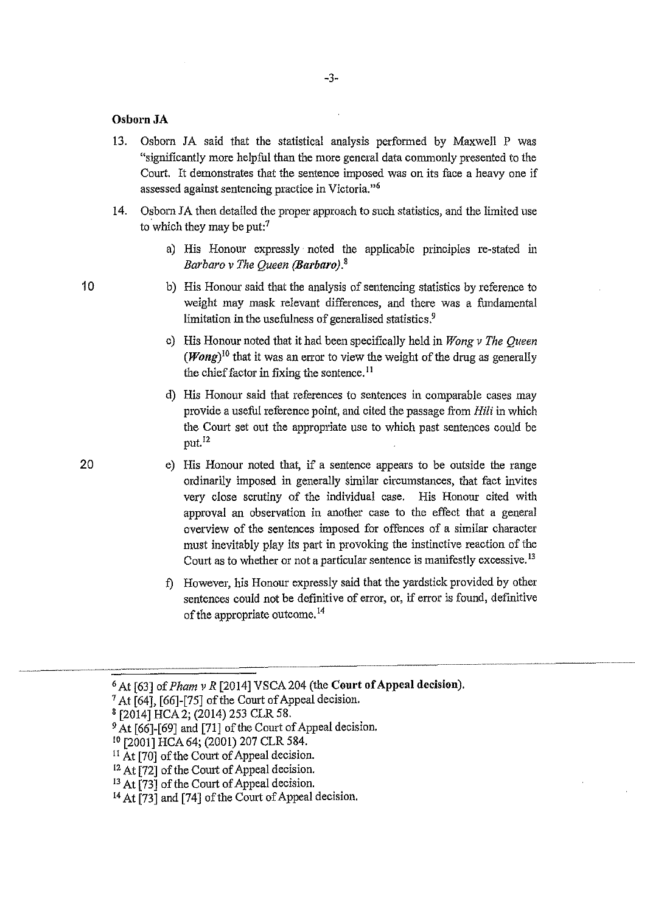**Osborn JA**

13. Osborn JA said that the statistical analysis performed by Maxwell P was "significantly more helpful than the more general data commonly presented to the Court. It demonstrates that the sentence imposed was on its face a heavy one if assessed against sentencing practice in Victoria."[6]

14. Osborn JA then detailed the proper approach to such statistics, and the limited use to which they may be put:[7]

    a) His Honour expressly noted the applicable principles re-stated in *Barbaro v The Queen (Barbaro)*.[8]

    b) His Honour said that the analysis of sentencing statistics by reference to weight may mask relevant differences, and there was a fundamental limitation in the usefulness of generalised statistics.[9]

    c) His Honour noted that it had been specifically held in *Wong v The Queen* (***Wong***)[10] that it was an error to view the weight of the drug as generally the chief factor in fixing the sentence.[11]

    d) His Honour said that references to sentences in comparable cases may provide a useful reference point, and cited the passage from *Hili* in which the Court set out the appropriate use to which past sentences could be put.[12]

    e) His Honour noted that, if a sentence appears to be outside the range ordinarily imposed in generally similar circumstances, that fact invites very close scrutiny of the individual case. His Honour cited with approval an observation in another case to the effect that a general overview of the sentences imposed for offences of a similar character must inevitably play its part in provoking the instinctive reaction of the Court as to whether or not a particular sentence is manifestly excessive.[13]

    f) However, his Honour expressly said that the yardstick provided by other sentences could not be definitive of error, or, if error is found, definitive of the appropriate outcome.[14]

---

[6] At [63] of *Pham v R* [2014] VSCA 204 (the **Court of Appeal decision**).
[7] At [64], [66]-[75] of the Court of Appeal decision.
[8] [2014] HCA 2; (2014) 253 CLR 58.
[9] At [66]-[69] and [71] of the Court of Appeal decision.
[10] [2001] HCA 64; (2001) 207 CLR 584.
[11] At [70] of the Court of Appeal decision.
[12] At [72] of the Court of Appeal decision.
[13] At [73] of the Court of Appeal decision.
[14] At [73] and [74] of the Court of Appeal decision.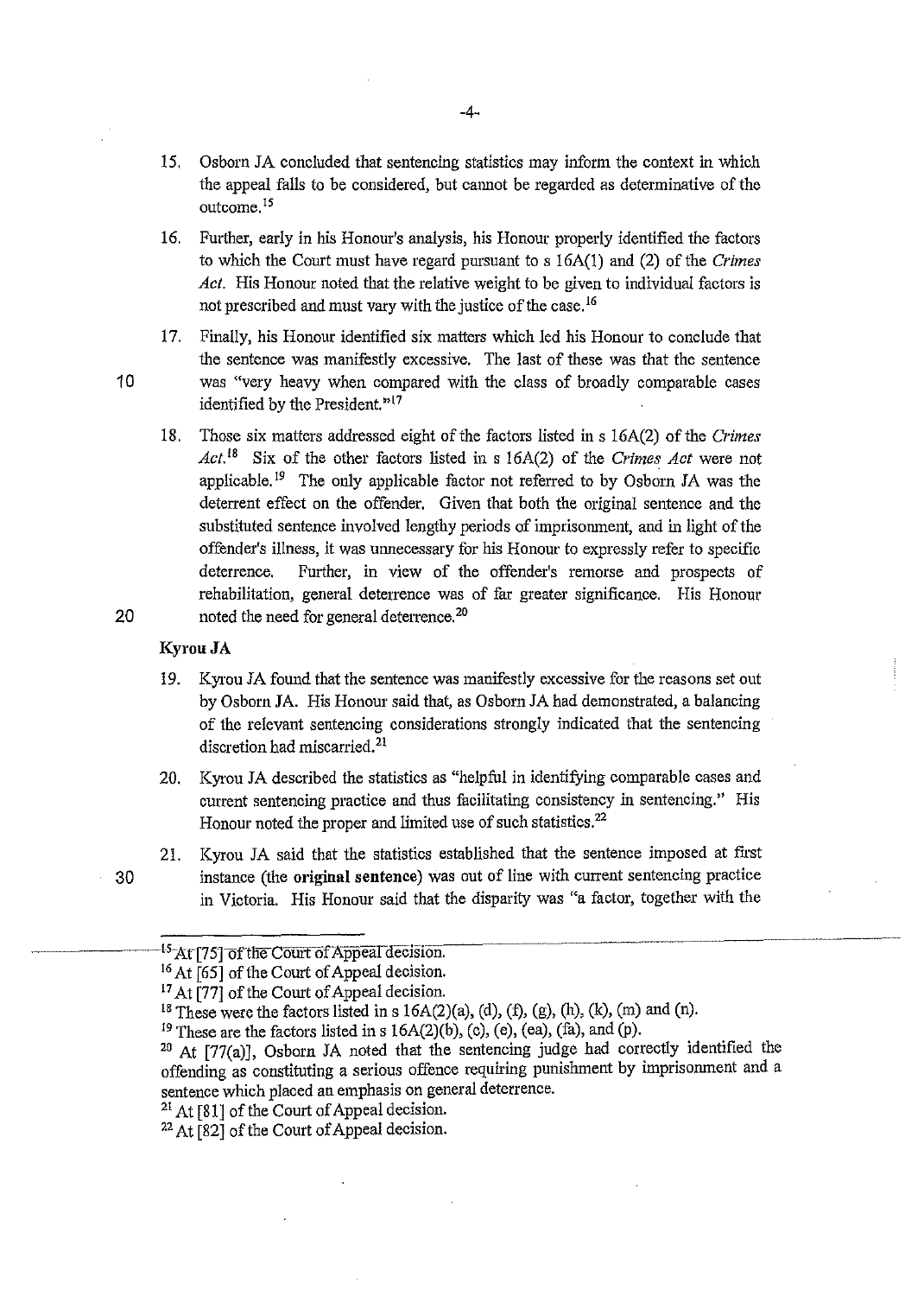15. Osborn JA concluded that sentencing statistics may inform the context in which the appeal falls to be considered, but cannot be regarded as determinative of the outcome.[15]

16. Further, early in his Honour's analysis, his Honour properly identified the factors to which the Court must have regard pursuant to s 16A(1) and (2) of the *Crimes Act*. His Honour noted that the relative weight to be given to individual factors is not prescribed and must vary with the justice of the case.[16]

17. Finally, his Honour identified six matters which led his Honour to conclude that the sentence was manifestly excessive. The last of these was that the sentence was "very heavy when compared with the class of broadly comparable cases identified by the President."[17]

18. Those six matters addressed eight of the factors listed in s 16A(2) of the *Crimes Act*.[18] Six of the other factors listed in s 16A(2) of the *Crimes Act* were not applicable.[19] The only applicable factor not referred to by Osborn JA was the deterrent effect on the offender. Given that both the original sentence and the substituted sentence involved lengthy periods of imprisonment, and in light of the offender's illness, it was unnecessary for his Honour to expressly refer to specific deterrence. Further, in view of the offender's remorse and prospects of rehabilitation, general deterrence was of far greater significance. His Honour noted the need for general deterrence.[20]

**Kyrou JA**

19. Kyrou JA found that the sentence was manifestly excessive for the reasons set out by Osborn JA. His Honour said that, as Osborn JA had demonstrated, a balancing of the relevant sentencing considerations strongly indicated that the sentencing discretion had miscarried.[21]

20. Kyrou JA described the statistics as "helpful in identifying comparable cases and current sentencing practice and thus facilitating consistency in sentencing." His Honour noted the proper and limited use of such statistics.[22]

21. Kyrou JA said that the statistics established that the sentence imposed at first instance (the **original sentence**) was out of line with current sentencing practice in Victoria. His Honour said that the disparity was "a factor, together with the

---

[15] At [75] of the Court of Appeal decision.

[16] At [65] of the Court of Appeal decision.

[17] At [77] of the Court of Appeal decision.

[18] These were the factors listed in s 16A(2)(a), (d), (f), (g), (h), (k), (m) and (n).

[19] These are the factors listed in s 16A(2)(b), (c), (e), (ea), (fa), and (p).

[20] At [77(a)], Osborn JA noted that the sentencing judge had correctly identified the offending as constituting a serious offence requiring punishment by imprisonment and a sentence which placed an emphasis on general deterrence.

[21] At [81] of the Court of Appeal decision.

[22] At [82] of the Court of Appeal decision.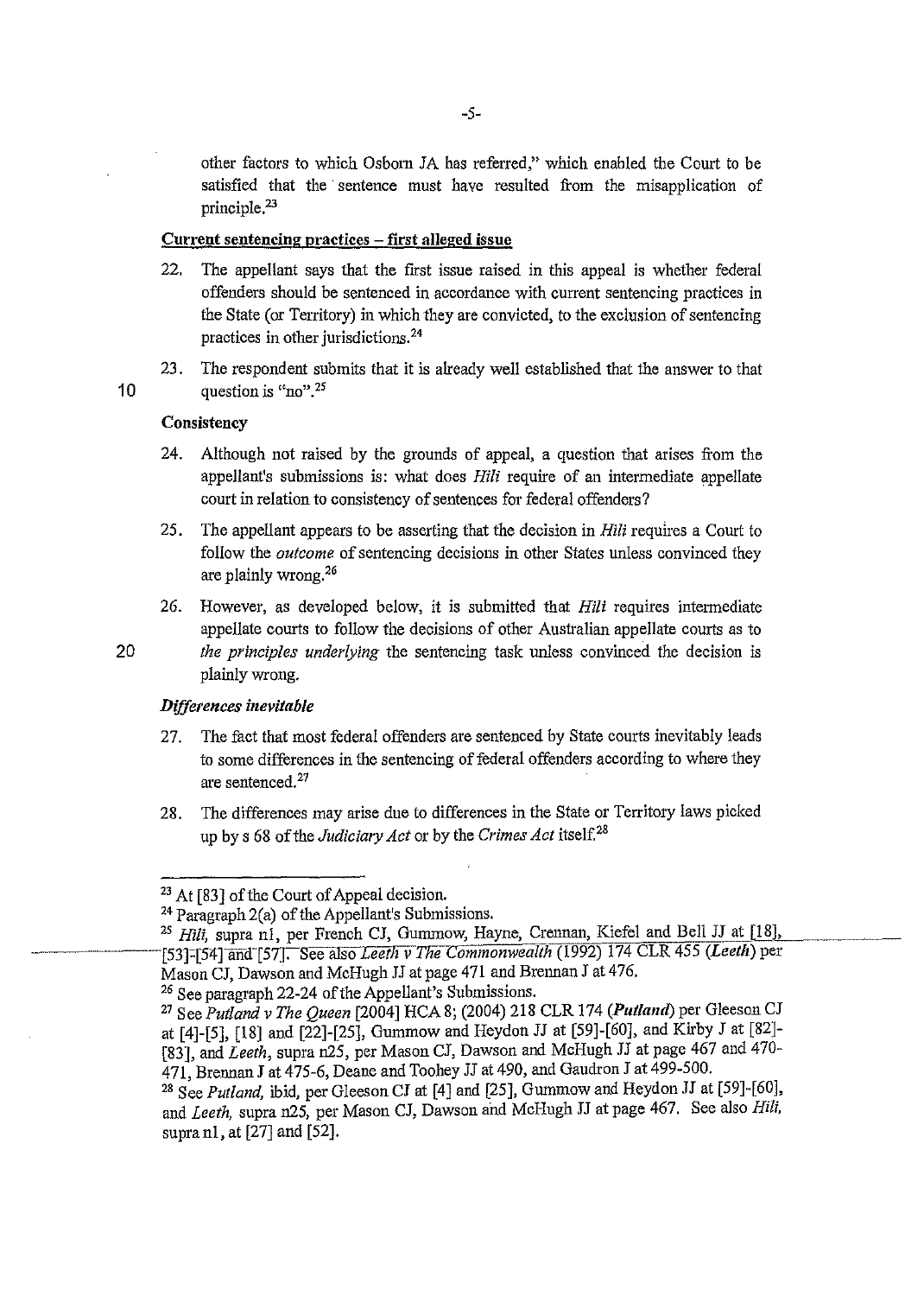other factors to which Osborn JA has referred," which enabled the Court to be satisfied that the sentence must have resulted from the misapplication of principle.[23]

**Current sentencing practices – first alleged issue**

22. The appellant says that the first issue raised in this appeal is whether federal offenders should be sentenced in accordance with current sentencing practices in the State (or Territory) in which they are convicted, to the exclusion of sentencing practices in other jurisdictions.[24]

23. The respondent submits that it is already well established that the answer to that question is "no".[25]

**Consistency**

24. Although not raised by the grounds of appeal, a question that arises from the appellant's submissions is: what does *Hili* require of an intermediate appellate court in relation to consistency of sentences for federal offenders?

25. The appellant appears to be asserting that the decision in *Hili* requires a Court to follow the *outcome* of sentencing decisions in other States unless convinced they are plainly wrong.[26]

26. However, as developed below, it is submitted that *Hili* requires intermediate appellate courts to follow the decisions of other Australian appellate courts as to *the principles underlying* the sentencing task unless convinced the decision is plainly wrong.

***Differences inevitable***

27. The fact that most federal offenders are sentenced by State courts inevitably leads to some differences in the sentencing of federal offenders according to where they are sentenced.[27]

28. The differences may arise due to differences in the State or Territory laws picked up by s 68 of the *Judiciary Act* or by the *Crimes Act* itself.[28]

---

[23] At [83] of the Court of Appeal decision.

[24] Paragraph 2(a) of the Appellant's Submissions.

[25] *Hili*, supra n1, per French CJ, Gummow, Hayne, Crennan, Kiefel and Bell JJ at [18], [53]-[54] and [57]. See also *Leeth v The Commonwealth* (1992) 174 CLR 455 (***Leeth***) per Mason CJ, Dawson and McHugh JJ at page 471 and Brennan J at 476.

[26] See paragraph 22-24 of the Appellant's Submissions.

[27] See *Putland v The Queen* [2004] HCA 8; (2004) 218 CLR 174 (***Putland***) per Gleeson CJ at [4]-[5], [18] and [22]-[25], Gummow and Heydon JJ at [59]-[60], and Kirby J at [82]-[83], and *Leeth*, supra n25, per Mason CJ, Dawson and McHugh JJ at page 467 and 470-471, Brennan J at 475-6, Deane and Toohey JJ at 490, and Gaudron J at 499-500.

[28] See *Putland*, ibid, per Gleeson CJ at [4] and [25], Gummow and Heydon JJ at [59]-[60], and *Leeth*, supra n25, per Mason CJ, Dawson and McHugh JJ at page 467. See also *Hili*, supra n1, at [27] and [52].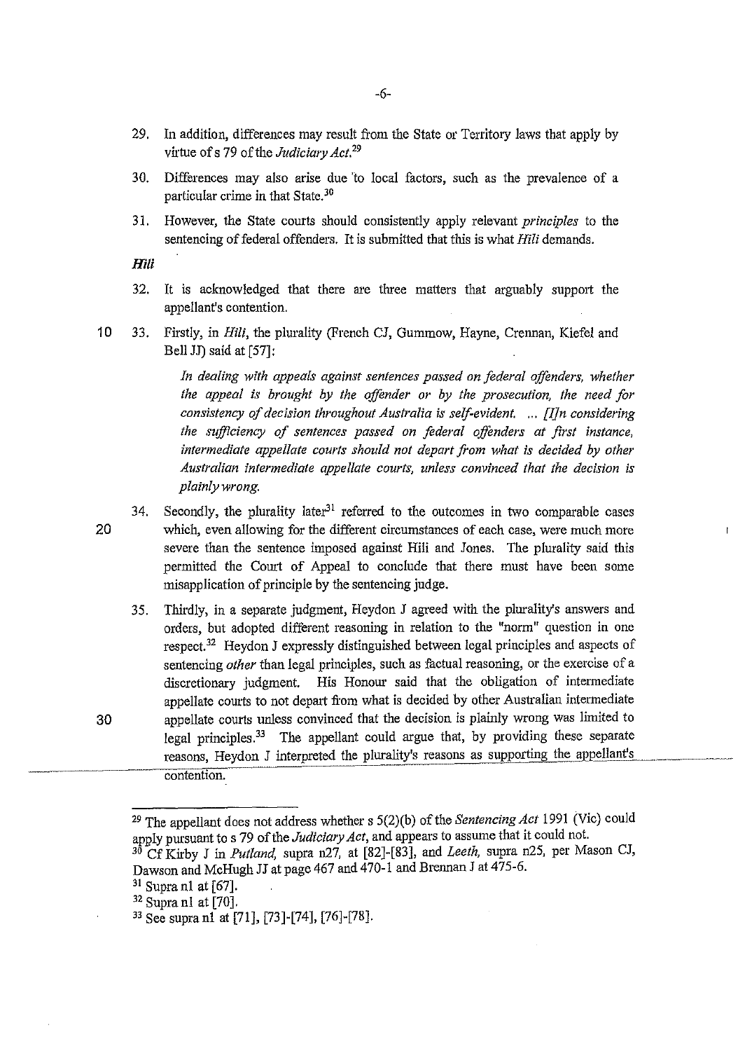29. In addition, differences may result from the State or Territory laws that apply by virtue of s 79 of the *Judiciary Act*.[29]

30. Differences may also arise due to local factors, such as the prevalence of a particular crime in that State.[30]

31. However, the State courts should consistently apply relevant *principles* to the sentencing of federal offenders. It is submitted that this is what *Hili* demands.

***Hili***

32. It is acknowledged that there are three matters that arguably support the appellant's contention.

33. Firstly, in *Hili*, the plurality (French CJ, Gummow, Hayne, Crennan, Kiefel and Bell JJ) said at [57]:

> *In dealing with appeals against sentences passed on federal offenders, whether the appeal is brought by the offender or by the prosecution, the need for consistency of decision throughout Australia is self-evident. ... [I]n considering the sufficiency of sentences passed on federal offenders at first instance, intermediate appellate courts should not depart from what is decided by other Australian intermediate appellate courts, unless convinced that the decision is plainly wrong.*

34. Secondly, the plurality later[31] referred to the outcomes in two comparable cases which, even allowing for the different circumstances of each case, were much more severe than the sentence imposed against Hili and Jones. The plurality said this permitted the Court of Appeal to conclude that there must have been some misapplication of principle by the sentencing judge.

35. Thirdly, in a separate judgment, Heydon J agreed with the plurality's answers and orders, but adopted different reasoning in relation to the "norm" question in one respect.[32] Heydon J expressly distinguished between legal principles and aspects of sentencing *other* than legal principles, such as factual reasoning, or the exercise of a discretionary judgment. His Honour said that the obligation of intermediate appellate courts to not depart from what is decided by other Australian intermediate appellate courts unless convinced that the decision is plainly wrong was limited to legal principles.[33] The appellant could argue that, by providing these separate reasons, Heydon J interpreted the plurality's reasons as supporting the appellant's contention.

---

[29] The appellant does not address whether s 5(2)(b) of the *Sentencing Act* 1991 (Vic) could apply pursuant to s 79 of the *Judiciary Act*, and appears to assume that it could not.

[30] Cf Kirby J in *Putland*, supra n27, at [82]-[83], and *Leeth*, supra n25, per Mason CJ, Dawson and McHugh JJ at page 467 and 470-1 and Brennan J at 475-6.

[31] Supra n1 at [67].

[32] Supra n1 at [70].

[33] See supra n1 at [71], [73]-[74], [76]-[78].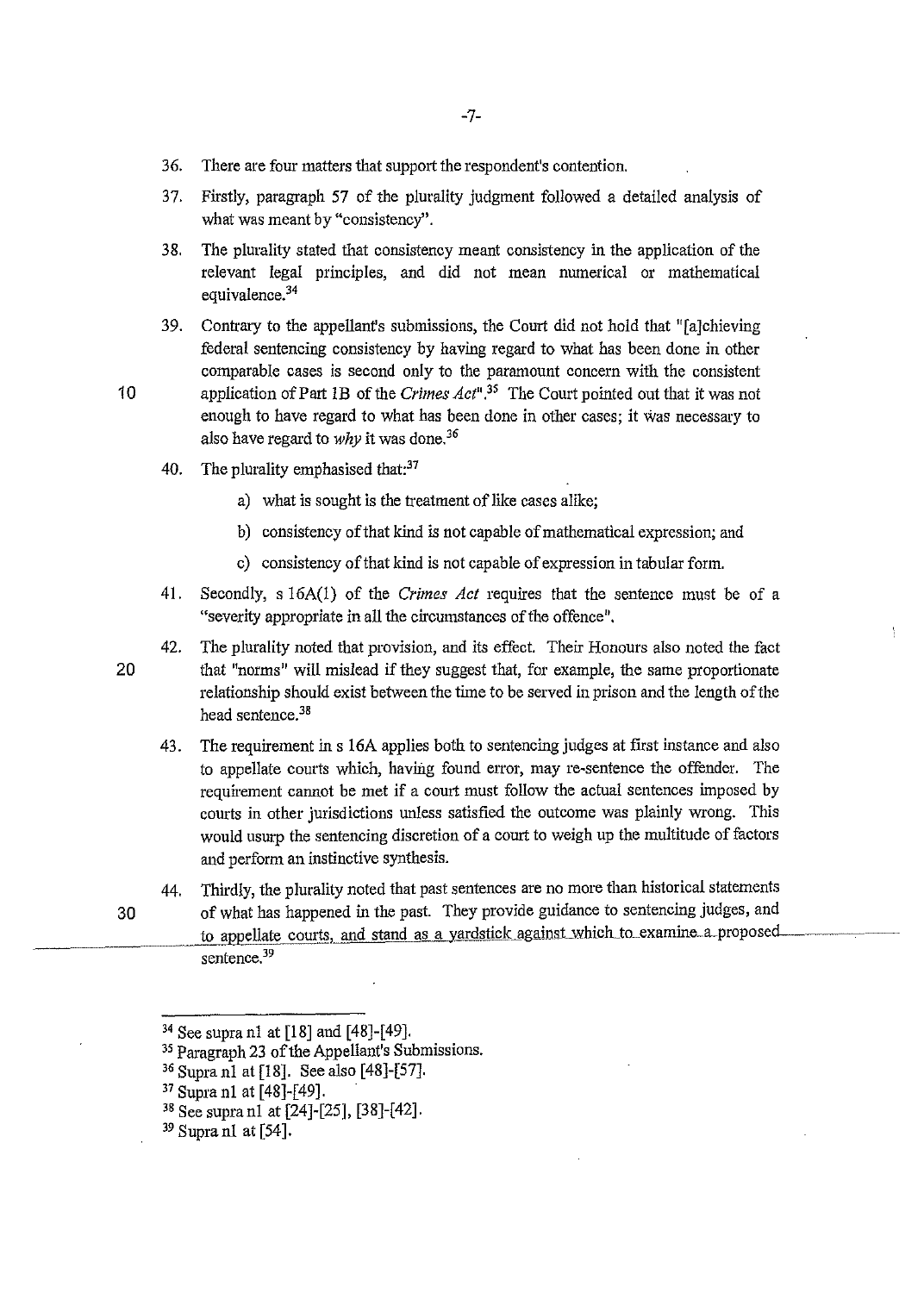36. There are four matters that support the respondent's contention.

37. Firstly, paragraph 57 of the plurality judgment followed a detailed analysis of what was meant by "consistency".

38. The plurality stated that consistency meant consistency in the application of the relevant legal principles, and did not mean numerical or mathematical equivalence.[34]

39. Contrary to the appellant's submissions, the Court did not hold that "[a]chieving federal sentencing consistency by having regard to what has been done in other comparable cases is second only to the paramount concern with the consistent application of Part 1B of the *Crimes Act*".[35] The Court pointed out that it was not enough to have regard to what has been done in other cases; it was necessary to also have regard to *why* it was done.[36]

40. The plurality emphasised that:[37]

    a) what is sought is the treatment of like cases alike;

    b) consistency of that kind is not capable of mathematical expression; and

    c) consistency of that kind is not capable of expression in tabular form.

41. Secondly, s 16A(1) of the *Crimes Act* requires that the sentence must be of a "severity appropriate in all the circumstances of the offence".

42. The plurality noted that provision, and its effect. Their Honours also noted the fact that "norms" will mislead if they suggest that, for example, the same proportionate relationship should exist between the time to be served in prison and the length of the head sentence.[38]

43. The requirement in s 16A applies both to sentencing judges at first instance and also to appellate courts which, having found error, may re-sentence the offender. The requirement cannot be met if a court must follow the actual sentences imposed by courts in other jurisdictions unless satisfied the outcome was plainly wrong. This would usurp the sentencing discretion of a court to weigh up the multitude of factors and perform an instinctive synthesis.

44. Thirdly, the plurality noted that past sentences are no more than historical statements of what has happened in the past. They provide guidance to sentencing judges, and to appellate courts, and stand as a yardstick against which to examine a proposed sentence.[39]

---

[34] See supra n1 at [18] and [48]-[49].

[35] Paragraph 23 of the Appellant's Submissions.

[36] Supra n1 at [18]. See also [48]-[57].

[37] Supra n1 at [48]-[49].

[38] See supra n1 at [24]-[25], [38]-[42].

[39] Supra n1 at [54].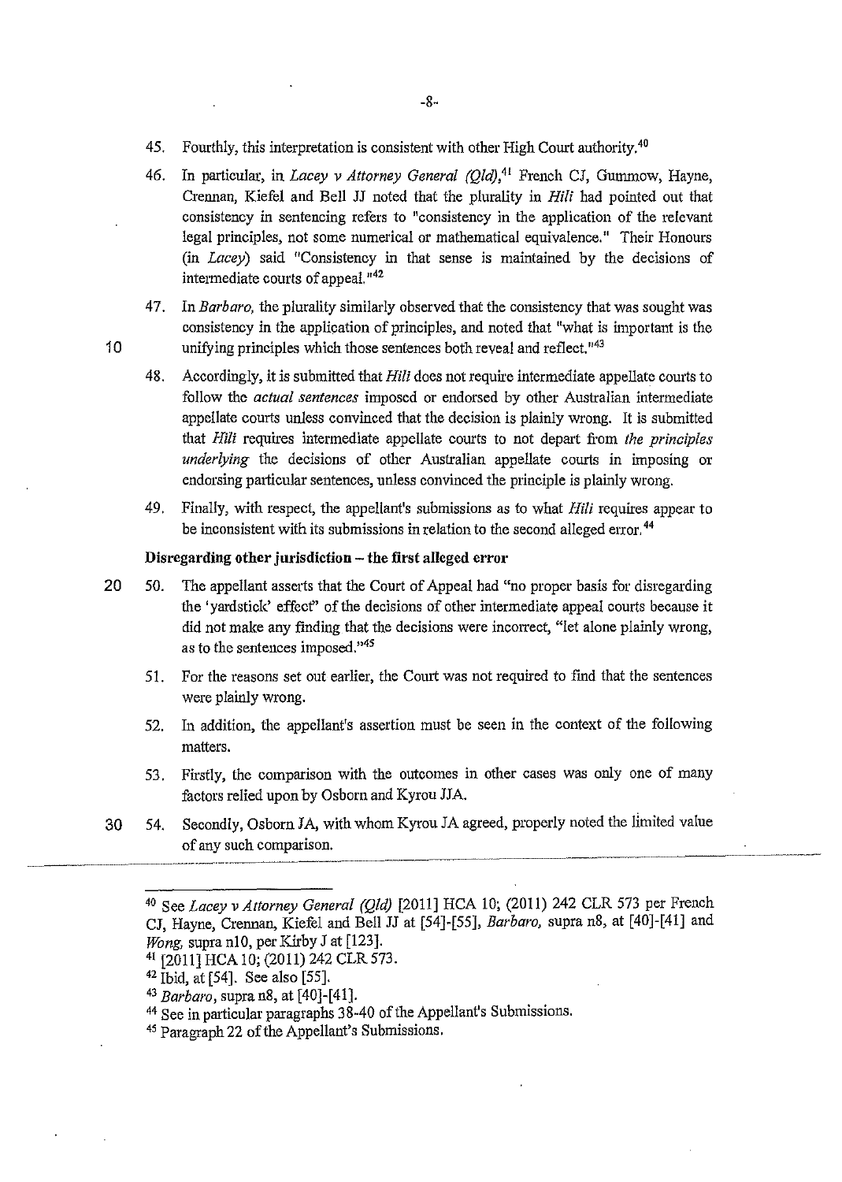45. Fourthly, this interpretation is consistent with other High Court authority.[40]

46. In particular, in *Lacey v Attorney General (Qld)*,[41] French CJ, Gummow, Hayne, Crennan, Kiefel and Bell JJ noted that the plurality in *Hili* had pointed out that consistency in sentencing refers to "consistency in the application of the relevant legal principles, not some numerical or mathematical equivalence." Their Honours (in *Lacey*) said "Consistency in that sense is maintained by the decisions of intermediate courts of appeal."[42]

47. In *Barbaro*, the plurality similarly observed that the consistency that was sought was consistency in the application of principles, and noted that "what is important is the unifying principles which those sentences both reveal and reflect."[43]

48. Accordingly, it is submitted that *Hili* does not require intermediate appellate courts to follow the *actual sentences* imposed or endorsed by other Australian intermediate appellate courts unless convinced that the decision is plainly wrong. It is submitted that *Hili* requires intermediate appellate courts to not depart from *the principles underlying* the decisions of other Australian appellate courts in imposing or endorsing particular sentences, unless convinced the principle is plainly wrong.

49. Finally, with respect, the appellant's submissions as to what *Hili* requires appear to be inconsistent with its submissions in relation to the second alleged error.[44]

**Disregarding other jurisdiction – the first alleged error**

50. The appellant asserts that the Court of Appeal had "no proper basis for disregarding the 'yardstick' effect" of the decisions of other intermediate appeal courts because it did not make any finding that the decisions were incorrect, "let alone plainly wrong, as to the sentences imposed."[45]

51. For the reasons set out earlier, the Court was not required to find that the sentences were plainly wrong.

52. In addition, the appellant's assertion must be seen in the context of the following matters.

53. Firstly, the comparison with the outcomes in other cases was only one of many factors relied upon by Osborn and Kyrou JJA.

54. Secondly, Osborn JA, with whom Kyrou JA agreed, properly noted the limited value of any such comparison.

---

[40] See *Lacey v Attorney General (Qld)* [2011] HCA 10; (2011) 242 CLR 573 per French CJ, Hayne, Crennan, Kiefel and Bell JJ at [54]-[55], *Barbaro*, supra n8, at [40]-[41] and *Wong*, supra n10, per Kirby J at [123].

[41] [2011] HCA 10; (2011) 242 CLR 573.

[42] Ibid, at [54]. See also [55].

[43] *Barbaro*, supra n8, at [40]-[41].

[44] See in particular paragraphs 38-40 of the Appellant's Submissions.

[45] Paragraph 22 of the Appellant's Submissions.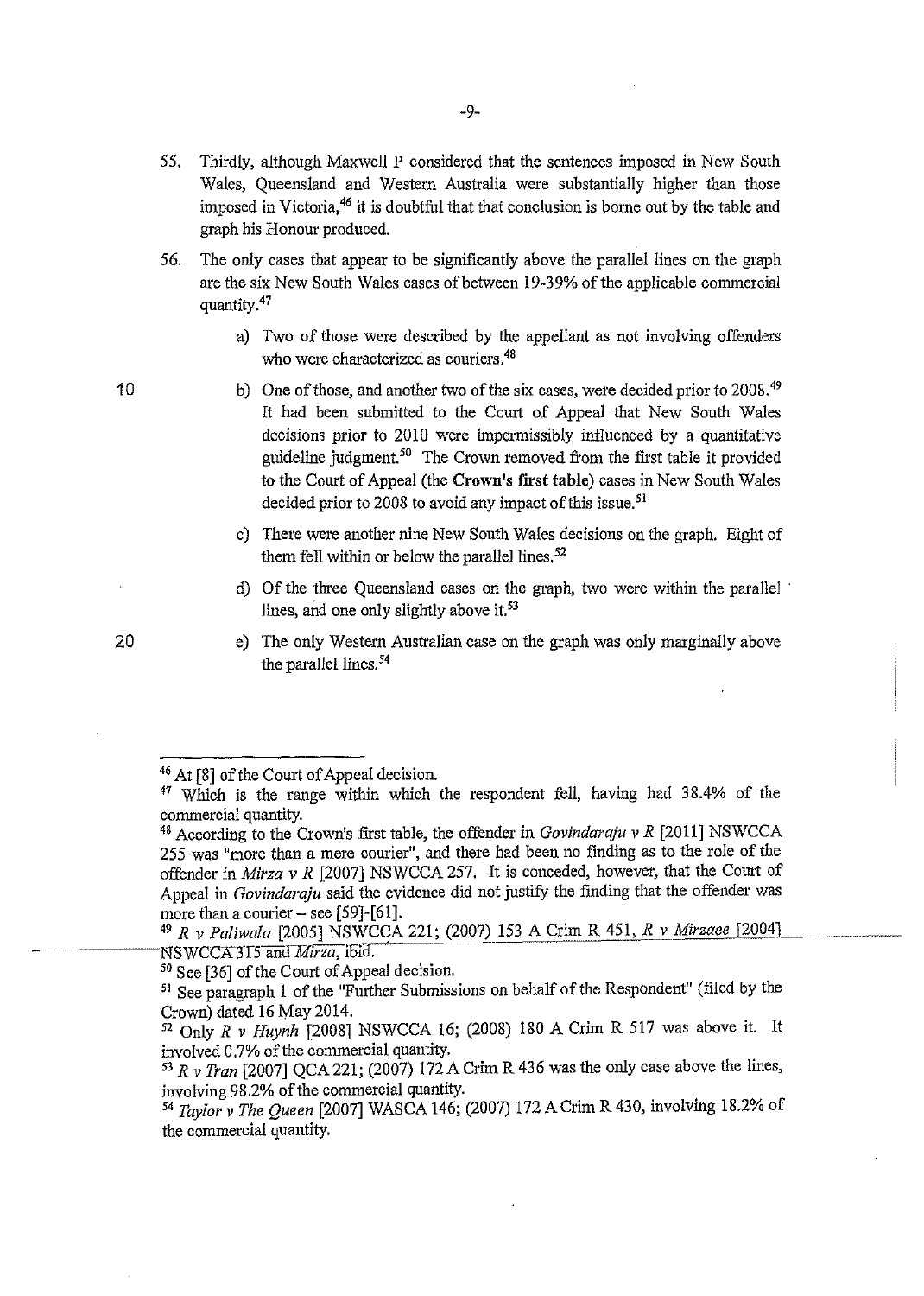55. Thirdly, although Maxwell P considered that the sentences imposed in New South Wales, Queensland and Western Australia were substantially higher than those imposed in Victoria,[46] it is doubtful that that conclusion is borne out by the table and graph his Honour produced.

56. The only cases that appear to be significantly above the parallel lines on the graph are the six New South Wales cases of between 19-39% of the applicable commercial quantity.[47]

    a) Two of those were described by the appellant as not involving offenders who were characterized as couriers.[48]

    b) One of those, and another two of the six cases, were decided prior to 2008.[49] It had been submitted to the Court of Appeal that New South Wales decisions prior to 2010 were impermissibly influenced by a quantitative guideline judgment.[50] The Crown removed from the first table it provided to the Court of Appeal (the **Crown's first table**) cases in New South Wales decided prior to 2008 to avoid any impact of this issue.[51]

    c) There were another nine New South Wales decisions on the graph. Eight of them fell within or below the parallel lines.[52]

    d) Of the three Queensland cases on the graph, two were within the parallel lines, and one only slightly above it.[53]

    e) The only Western Australian case on the graph was only marginally above the parallel lines.[54]

---

[46] At [8] of the Court of Appeal decision.

[47] Which is the range within which the respondent fell, having had 38.4% of the commercial quantity.

[48] According to the Crown's first table, the offender in *Govindaraju v R* [2011] NSWCCA 255 was "more than a mere courier", and there had been no finding as to the role of the offender in *Mirza v R* [2007] NSWCCA 257. It is conceded, however, that the Court of Appeal in *Govindaraju* said the evidence did not justify the finding that the offender was more than a courier – see [59]-[61].

[49] *R v Paliwala* [2005] NSWCCA 221; (2007) 153 A Crim R 451, *R v Mirzaee* [2004] NSWCCA 315 and *Mirza*, ibid.

[50] See [36] of the Court of Appeal decision.

[51] See paragraph 1 of the "Further Submissions on behalf of the Respondent" (filed by the Crown) dated 16 May 2014.

[52] Only *R v Huynh* [2008] NSWCCA 16; (2008) 180 A Crim R 517 was above it. It involved 0.7% of the commercial quantity.

[53] *R v Tran* [2007] QCA 221; (2007) 172 A Crim R 436 was the only case above the lines, involving 98.2% of the commercial quantity.

[54] *Taylor v The Queen* [2007] WASCA 146; (2007) 172 A Crim R 430, involving 18.2% of the commercial quantity.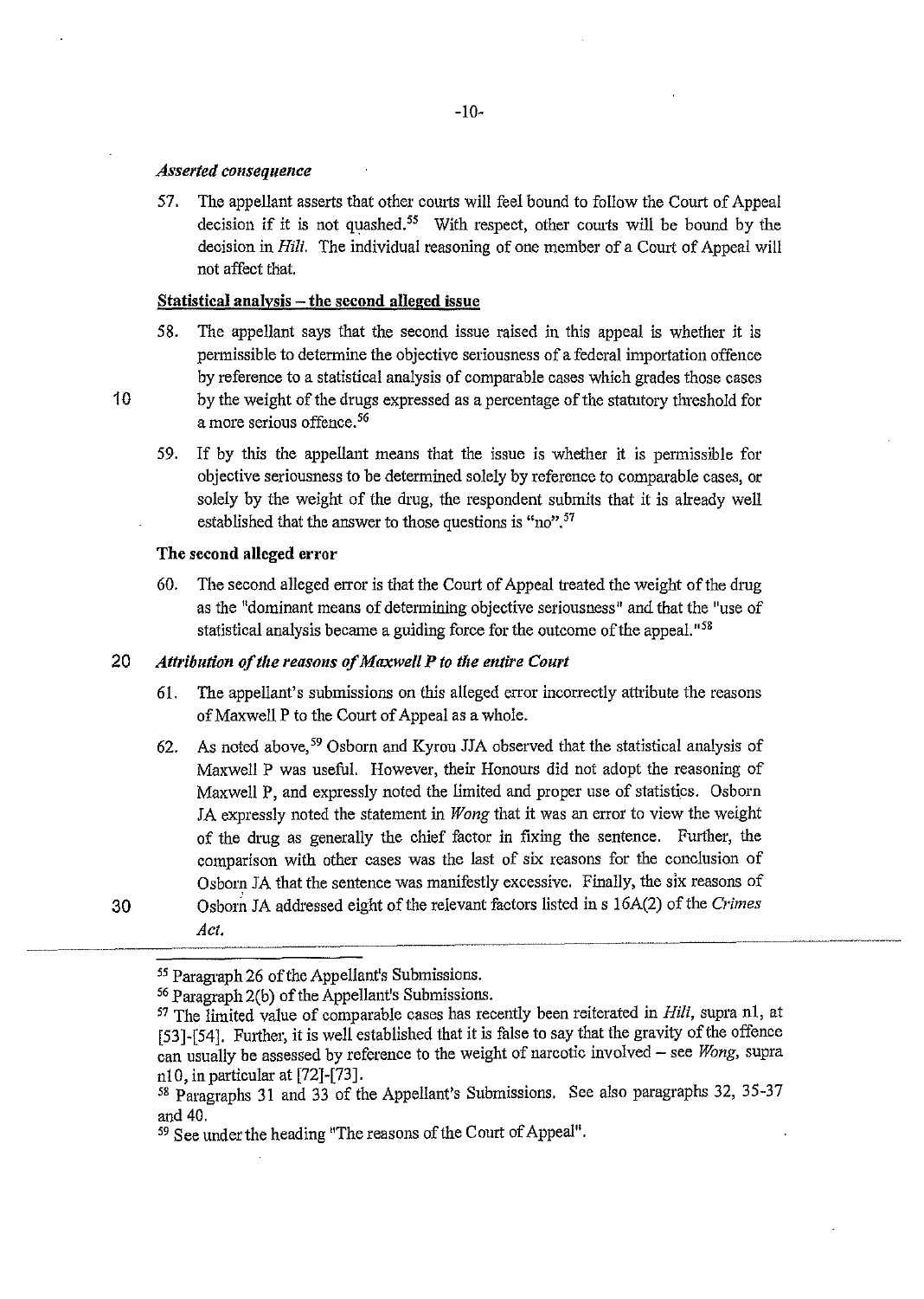*Asserted consequence*

57. The appellant asserts that other courts will feel bound to follow the Court of Appeal decision if it is not quashed.[55] With respect, other courts will be bound by the decision in *Hili*. The individual reasoning of one member of a Court of Appeal will not affect that.

**Statistical analysis – the second alleged issue**

58. The appellant says that the second issue raised in this appeal is whether it is permissible to determine the objective seriousness of a federal importation offence by reference to a statistical analysis of comparable cases which grades those cases by the weight of the drugs expressed as a percentage of the statutory threshold for a more serious offence.[56]

59. If by this the appellant means that the issue is whether it is permissible for objective seriousness to be determined solely by reference to comparable cases, or solely by the weight of the drug, the respondent submits that it is already well established that the answer to those questions is "no".[57]

**The second alleged error**

60. The second alleged error is that the Court of Appeal treated the weight of the drug as the "dominant means of determining objective seriousness" and that the "use of statistical analysis became a guiding force for the outcome of the appeal."[58]

*Attribution of the reasons of Maxwell P to the entire Court*

61. The appellant's submissions on this alleged error incorrectly attribute the reasons of Maxwell P to the Court of Appeal as a whole.

62. As noted above,[59] Osborn and Kyrou JJA observed that the statistical analysis of Maxwell P was useful. However, their Honours did not adopt the reasoning of Maxwell P, and expressly noted the limited and proper use of statistics. Osborn JA expressly noted the statement in *Wong* that it was an error to view the weight of the drug as generally the chief factor in fixing the sentence. Further, the comparison with other cases was the last of six reasons for the conclusion of Osborn JA that the sentence was manifestly excessive. Finally, the six reasons of Osborn JA addressed eight of the relevant factors listed in s 16A(2) of the *Crimes Act*.

---

[55] Paragraph 26 of the Appellant's Submissions.

[56] Paragraph 2(b) of the Appellant's Submissions.

[57] The limited value of comparable cases has recently been reiterated in *Hili*, supra n1, at [53]-[54]. Further, it is well established that it is false to say that the gravity of the offence can usually be assessed by reference to the weight of narcotic involved – see *Wong*, supra n10, in particular at [72]-[73].

[58] Paragraphs 31 and 33 of the Appellant's Submissions. See also paragraphs 32, 35-37 and 40.

[59] See under the heading "The reasons of the Court of Appeal".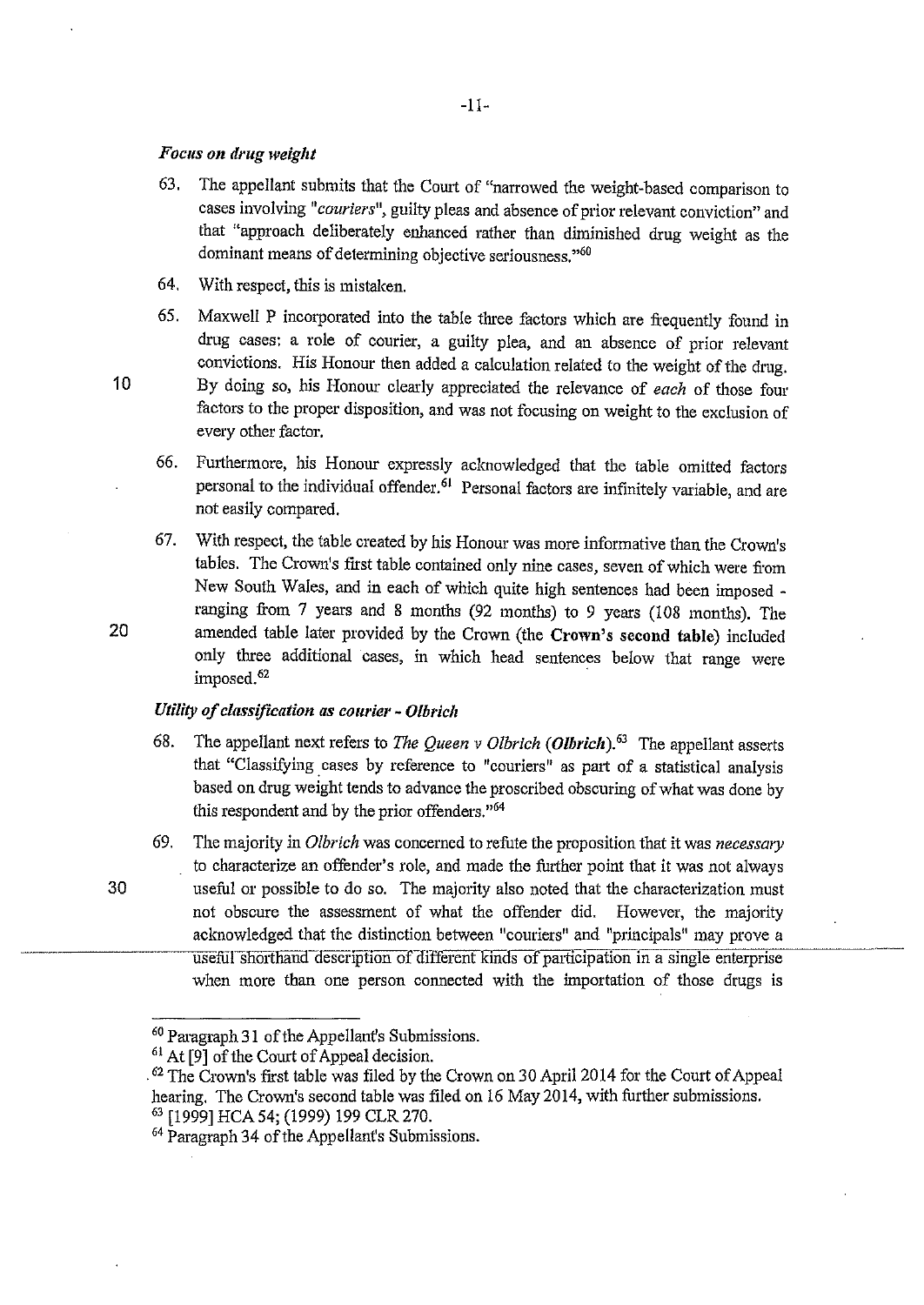### *Focus on drug weight*

63. The appellant submits that the Court of "narrowed the weight-based comparison to cases involving "*couriers*", guilty pleas and absence of prior relevant conviction" and that "approach deliberately enhanced rather than diminished drug weight as the dominant means of determining objective seriousness."[60]

64. With respect, this is mistaken.

65. Maxwell P incorporated into the table three factors which are frequently found in drug cases: a role of courier, a guilty plea, and an absence of prior relevant convictions. His Honour then added a calculation related to the weight of the drug. By doing so, his Honour clearly appreciated the relevance of *each* of those four factors to the proper disposition, and was not focusing on weight to the exclusion of every other factor.

66. Furthermore, his Honour expressly acknowledged that the table omitted factors personal to the individual offender.[61] Personal factors are infinitely variable, and are not easily compared.

67. With respect, the table created by his Honour was more informative than the Crown's tables. The Crown's first table contained only nine cases, seven of which were from New South Wales, and in each of which quite high sentences had been imposed - ranging from 7 years and 8 months (92 months) to 9 years (108 months). The amended table later provided by the Crown (the **Crown's second table**) included only three additional cases, in which head sentences below that range were imposed.[62]

### *Utility of classification as courier - Olbrich*

68. The appellant next refers to *The Queen v Olbrich* (***Olbrich***).[63] The appellant asserts that "Classifying cases by reference to "couriers" as part of a statistical analysis based on drug weight tends to advance the proscribed obscuring of what was done by this respondent and by the prior offenders."[64]

69. The majority in *Olbrich* was concerned to refute the proposition that it was *necessary* to characterize an offender's role, and made the further point that it was not always useful or possible to do so. The majority also noted that the characterization must not obscure the assessment of what the offender did. However, the majority acknowledged that the distinction between "couriers" and "principals" may prove a useful shorthand description of different kinds of participation in a single enterprise when more than one person connected with the importation of those drugs is

---

[60] Paragraph 31 of the Appellant's Submissions.

[61] At [9] of the Court of Appeal decision.

[62] The Crown's first table was filed by the Crown on 30 April 2014 for the Court of Appeal hearing. The Crown's second table was filed on 16 May 2014, with further submissions.

[63] [1999] HCA 54; (1999) 199 CLR 270.

[64] Paragraph 34 of the Appellant's Submissions.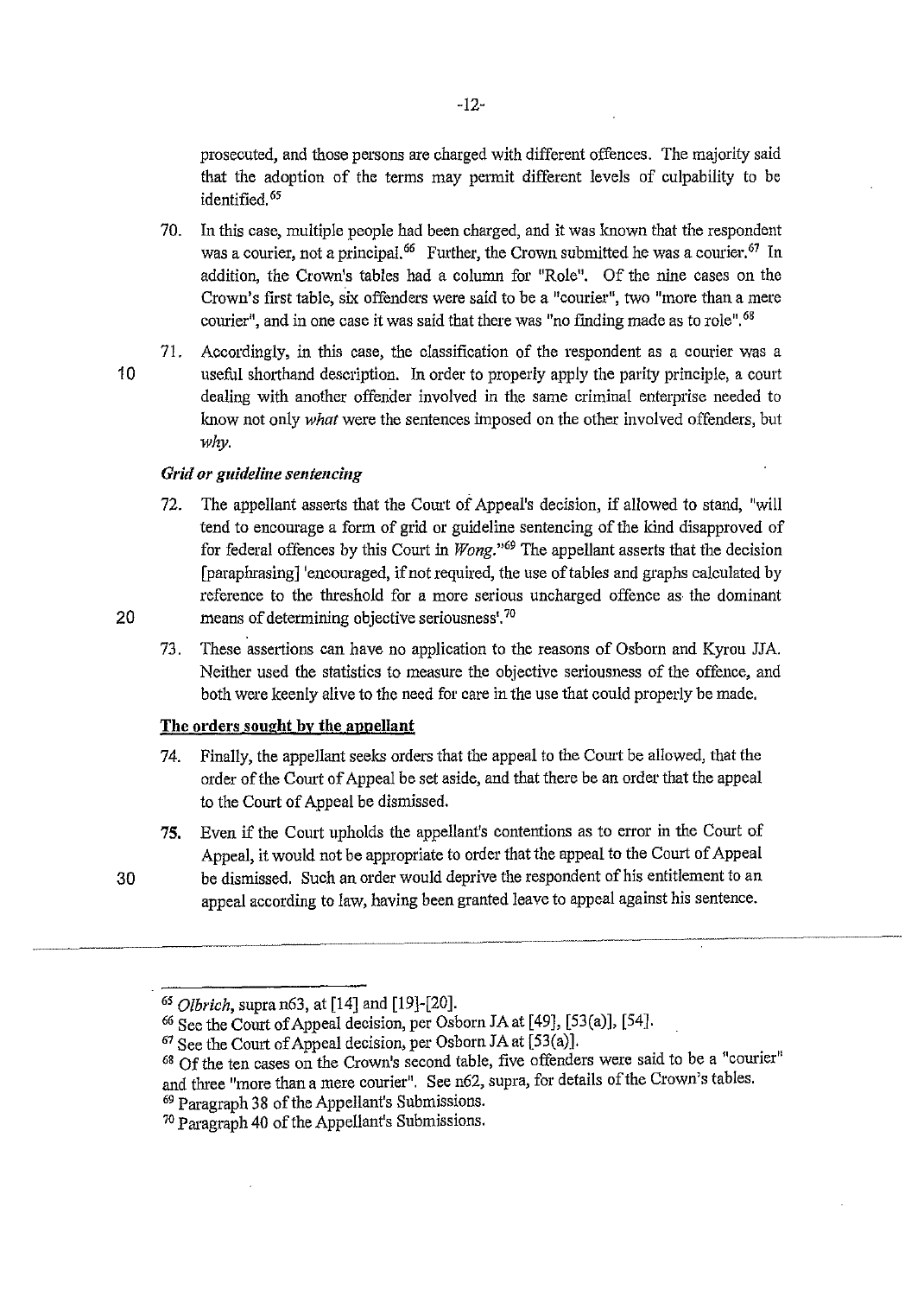prosecuted, and those persons are charged with different offences. The majority said that the adoption of the terms may permit different levels of culpability to be identified.[65]

70. In this case, multiple people had been charged, and it was known that the respondent was a courier, not a principal.[66] Further, the Crown submitted he was a courier.[67] In addition, the Crown's tables had a column for "Role". Of the nine cases on the Crown's first table, six offenders were said to be a "courier", two "more than a mere courier", and in one case it was said that there was "no finding made as to role".[68]

71. Accordingly, in this case, the classification of the respondent as a courier was a useful shorthand description. In order to properly apply the parity principle, a court dealing with another offender involved in the same criminal enterprise needed to know not only *what* were the sentences imposed on the other involved offenders, but *why*.

### *Grid or guideline sentencing*

72. The appellant asserts that the Court of Appeal's decision, if allowed to stand, "will tend to encourage a form of grid or guideline sentencing of the kind disapproved of for federal offences by this Court in *Wong*."[69] The appellant asserts that the decision [paraphrasing] 'encouraged, if not required, the use of tables and graphs calculated by reference to the threshold for a more serious uncharged offence as the dominant means of determining objective seriousness'.[70]

73. These assertions can have no application to the reasons of Osborn and Kyrou JJA. Neither used the statistics to measure the objective seriousness of the offence, and both were keenly alive to the need for care in the use that could properly be made.

### The orders sought by the appellant

74. Finally, the appellant seeks orders that the appeal to the Court be allowed, that the order of the Court of Appeal be set aside, and that there be an order that the appeal to the Court of Appeal be dismissed.

75. Even if the Court upholds the appellant's contentions as to error in the Court of Appeal, it would not be appropriate to order that the appeal to the Court of Appeal be dismissed. Such an order would deprive the respondent of his entitlement to an appeal according to law, having been granted leave to appeal against his sentence.

---

[65] *Olbrich*, supra n63, at [14] and [19]-[20].

[66] See the Court of Appeal decision, per Osborn JA at [49], [53(a)], [54].

[67] See the Court of Appeal decision, per Osborn JA at [53(a)].

[68] Of the ten cases on the Crown's second table, five offenders were said to be a "courier" and three "more than a mere courier". See n62, supra, for details of the Crown's tables.

[69] Paragraph 38 of the Appellant's Submissions.

[70] Paragraph 40 of the Appellant's Submissions.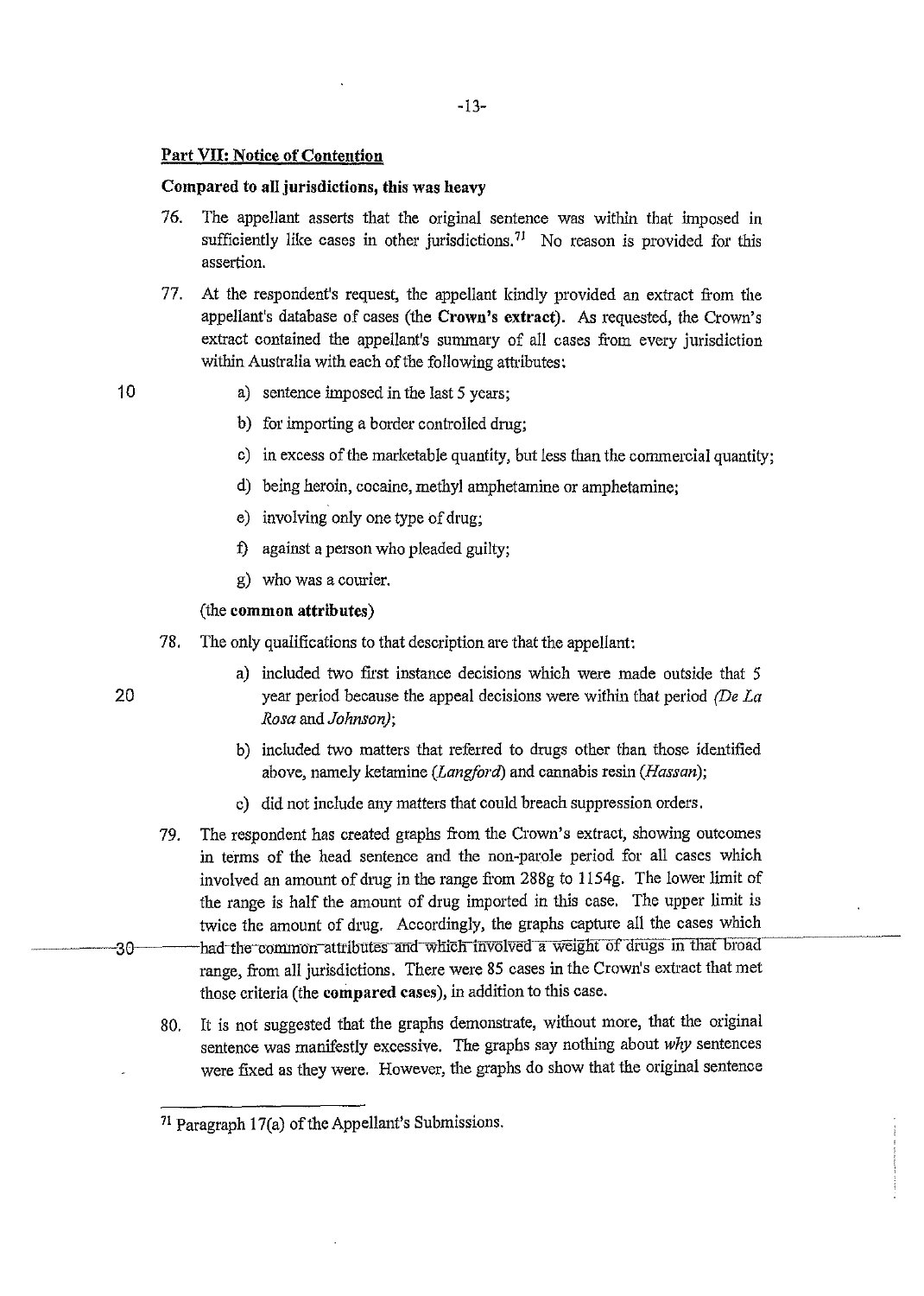## Part VII: Notice of Contention

### Compared to all jurisdictions, this was heavy

76. The appellant asserts that the original sentence was within that imposed in sufficiently like cases in other jurisdictions.[71] No reason is provided for this assertion.

77. At the respondent's request, the appellant kindly provided an extract from the appellant's database of cases (the **Crown's extract**). As requested, the Crown's extract contained the appellant's summary of all cases from every jurisdiction within Australia with each of the following attributes:

    a) sentence imposed in the last 5 years;

    b) for importing a border controlled drug;

    c) in excess of the marketable quantity, but less than the commercial quantity;

    d) being heroin, cocaine, methyl amphetamine or amphetamine;

    e) involving only one type of drug;

    f) against a person who pleaded guilty;

    g) who was a courier.

    (the **common attributes**)

78. The only qualifications to that description are that the appellant:

    a) included two first instance decisions which were made outside that 5 year period because the appeal decisions were within that period *(De La Rosa* and *Johnson)*;

    b) included two matters that referred to drugs other than those identified above, namely ketamine (*Langford*) and cannabis resin (*Hassan*);

    c) did not include any matters that could breach suppression orders.

79. The respondent has created graphs from the Crown's extract, showing outcomes in terms of the head sentence and the non-parole period for all cases which involved an amount of drug in the range from 288g to 1154g. The lower limit of the range is half the amount of drug imported in this case. The upper limit is twice the amount of drug. Accordingly, the graphs capture all the cases which had the common attributes and which involved a weight of drugs in that broad range, from all jurisdictions. There were 85 cases in the Crown's extract that met those criteria (the **compared cases**), in addition to this case.

80. It is not suggested that the graphs demonstrate, without more, that the original sentence was manifestly excessive. The graphs say nothing about *why* sentences were fixed as they were. However, the graphs do show that the original sentence

---

[71] Paragraph 17(a) of the Appellant's Submissions.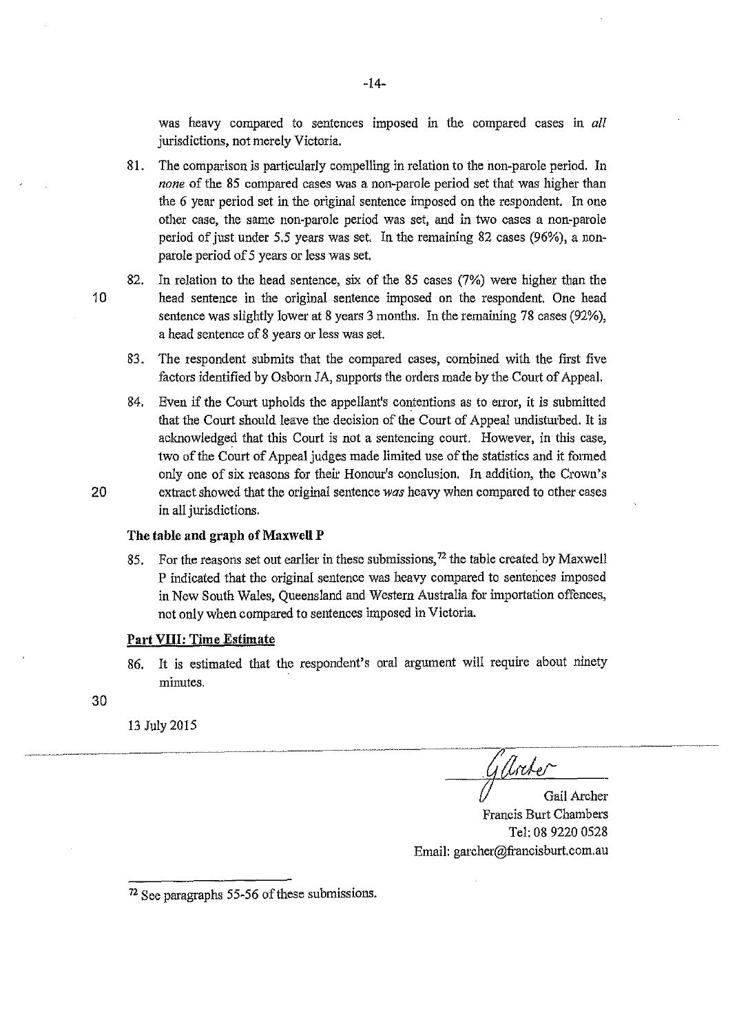was heavy compared to sentences imposed in the compared cases in *all* jurisdictions, not merely Victoria.

81. The comparison is particularly compelling in relation to the non-parole period. In *none* of the 85 compared cases was a non-parole period set that was higher than the 6 year period set in the original sentence imposed on the respondent. In one other case, the same non-parole period was set, and in two cases a non-parole period of just under 5.5 years was set. In the remaining 82 cases (96%), a non-parole period of 5 years or less was set.

82. In relation to the head sentence, six of the 85 cases (7%) were higher than the head sentence in the original sentence imposed on the respondent. One head sentence was slightly lower at 8 years 3 months. In the remaining 78 cases (92%), a head sentence of 8 years or less was set.

83. The respondent submits that the compared cases, combined with the first five factors identified by Osborn JA, supports the orders made by the Court of Appeal.

84. Even if the Court upholds the appellant's contentions as to error, it is submitted that the Court should leave the decision of the Court of Appeal undisturbed. It is acknowledged that this Court is not a sentencing court. However, in this case, two of the Court of Appeal judges made limited use of the statistics and it formed only one of six reasons for their Honour's conclusion. In addition, the Crown's extract showed that the original sentence *was* heavy when compared to other cases in all jurisdictions.

**The table and graph of Maxwell P**

85. For the reasons set out earlier in these submissions,[72] the table created by Maxwell P indicated that the original sentence was heavy compared to sentences imposed in New South Wales, Queensland and Western Australia for importation offences, not only when compared to sentences imposed in Victoria.

**Part VIII: Time Estimate**

86. It is estimated that the respondent's oral argument will require about ninety minutes.

13 July 2015

Gail Archer
Francis Burt Chambers
Tel: 08 9220 0528
Email: garcher@francisburt.com.au

---

[72] See paragraphs 55-56 of these submissions.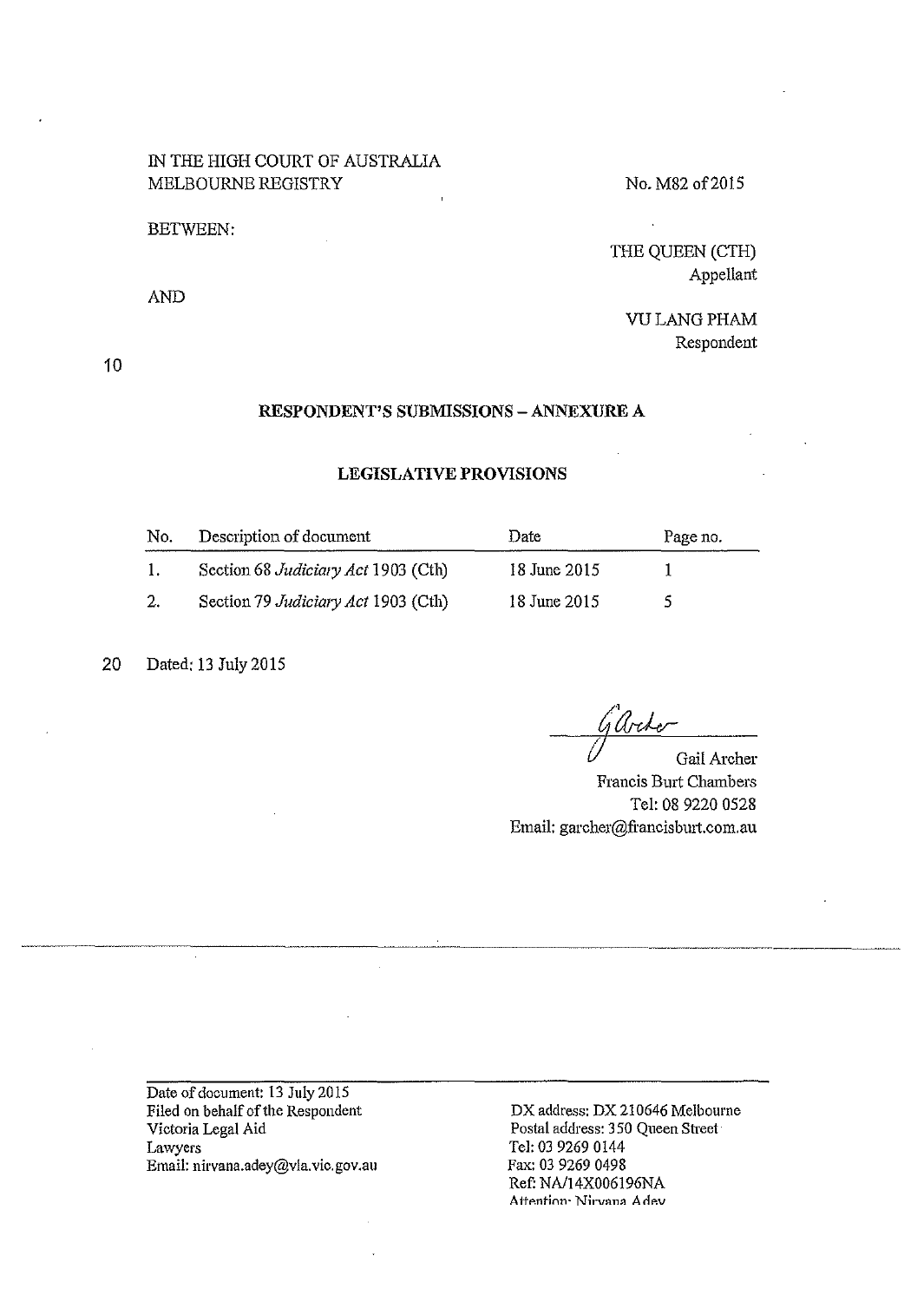IN THE HIGH COURT OF AUSTRALIA
MELBOURNE REGISTRY

No. M82 of 2015

BETWEEN:

THE QUEEN (CTH)
Appellant

AND

VU LANG PHAM
Respondent

## RESPONDENT'S SUBMISSIONS – ANNEXURE A

## LEGISLATIVE PROVISIONS

| No. | Description of document | Date | Page no. |
|---|---|---|---|
| 1. | Section 68 *Judiciary Act* 1903 (Cth) | 18 June 2015 | 1 |
| 2. | Section 79 *Judiciary Act* 1903 (Cth) | 18 June 2015 | 5 |

Dated: 13 July 2015

Gail Archer
Francis Burt Chambers
Tel: 08 9220 0528
Email: garcher@francisburt.com.au

---

Date of document: 13 July 2015
Filed on behalf of the Respondent
Victoria Legal Aid
Lawyers
Email: nirvana.adey@vla.vic.gov.au

DX address: DX 210646 Melbourne
Postal address: 350 Queen Street
Tel: 03 9269 0144
Fax: 03 9269 0498
Ref: NA/14X006196NA
Attention: Nirvana Adey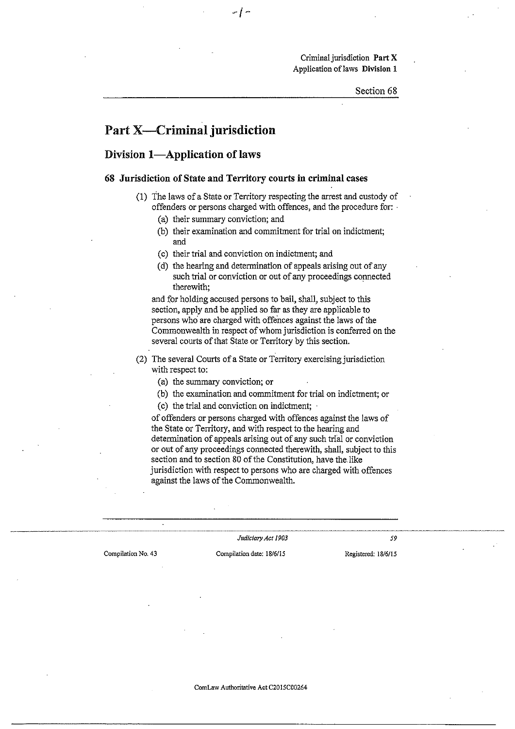# Part X—Criminal jurisdiction

## Division 1—Application of laws

### 68 Jurisdiction of State and Territory courts in criminal cases

(1) The laws of a State or Territory respecting the arrest and custody of offenders or persons charged with offences, and the procedure for:

- (a) their summary conviction; and
- (b) their examination and commitment for trial on indictment; and
- (c) their trial and conviction on indictment; and
- (d) the hearing and determination of appeals arising out of any such trial or conviction or out of any proceedings connected therewith;

and for holding accused persons to bail, shall, subject to this section, apply and be applied so far as they are applicable to persons who are charged with offences against the laws of the Commonwealth in respect of whom jurisdiction is conferred on the several courts of that State or Territory by this section.

(2) The several Courts of a State or Territory exercising jurisdiction with respect to:

- (a) the summary conviction; or
- (b) the examination and commitment for trial on indictment; or
- (c) the trial and conviction on indictment;

of offenders or persons charged with offences against the laws of the State or Territory, and with respect to the hearing and determination of appeals arising out of any such trial or conviction or out of any proceedings connected therewith, shall, subject to this section and to section 80 of the Constitution, have the like jurisdiction with respect to persons who are charged with offences against the laws of the Commonwealth.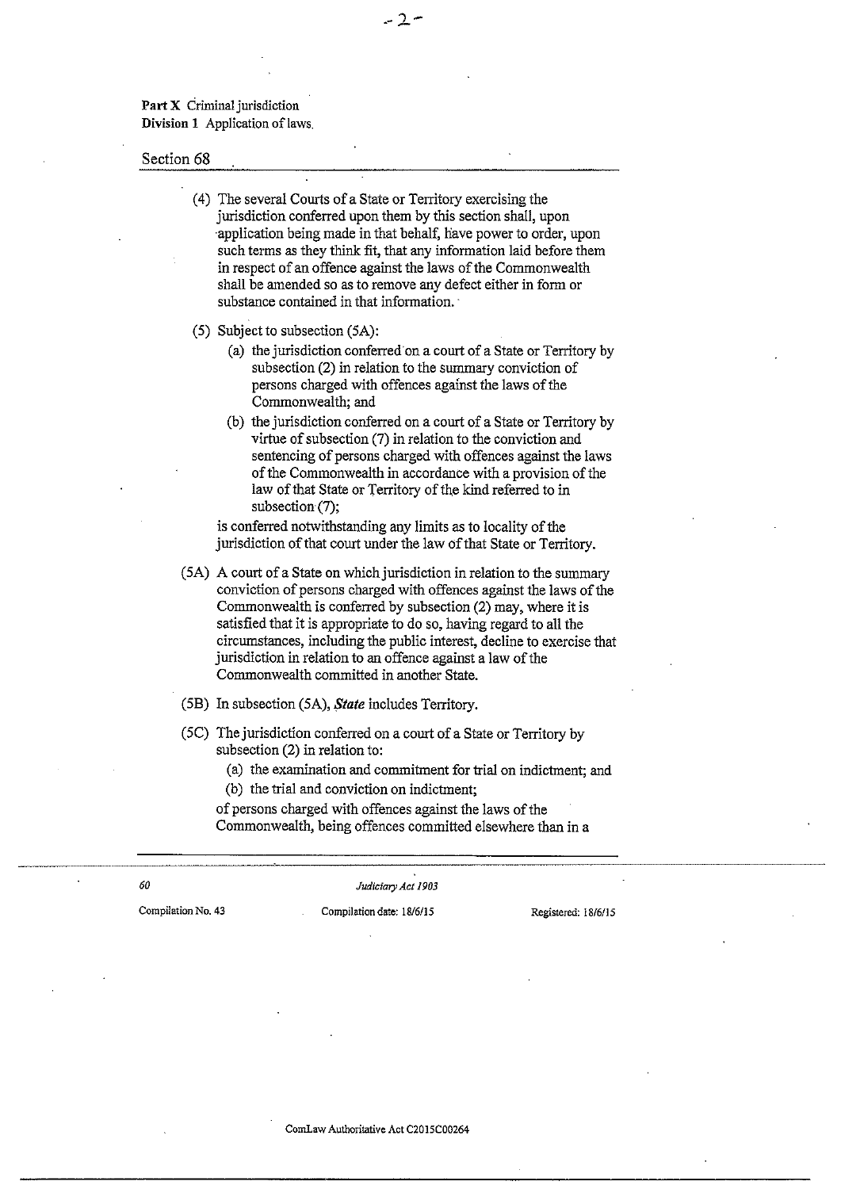**Part X** Criminal jurisdiction
**Division 1** Application of laws

Section 68

(4) The several Courts of a State or Territory exercising the jurisdiction conferred upon them by this section shall, upon application being made in that behalf, have power to order, upon such terms as they think fit, that any information laid before them in respect of an offence against the laws of the Commonwealth shall be amended so as to remove any defect either in form or substance contained in that information.

(5) Subject to subsection (5A):

(a) the jurisdiction conferred on a court of a State or Territory by subsection (2) in relation to the summary conviction of persons charged with offences against the laws of the Commonwealth; and

(b) the jurisdiction conferred on a court of a State or Territory by virtue of subsection (7) in relation to the conviction and sentencing of persons charged with offences against the laws of the Commonwealth in accordance with a provision of the law of that State or Territory of the kind referred to in subsection (7);

is conferred notwithstanding any limits as to locality of the jurisdiction of that court under the law of that State or Territory.

(5A) A court of a State on which jurisdiction in relation to the summary conviction of persons charged with offences against the laws of the Commonwealth is conferred by subsection (2) may, where it is satisfied that it is appropriate to do so, having regard to all the circumstances, including the public interest, decline to exercise that jurisdiction in relation to an offence against a law of the Commonwealth committed in another State.

(5B) In subsection (5A), ***State*** includes Territory.

(5C) The jurisdiction conferred on a court of a State or Territory by subsection (2) in relation to:

(a) the examination and commitment for trial on indictment; and

(b) the trial and conviction on indictment;

of persons charged with offences against the laws of the Commonwealth, being offences committed elsewhere than in a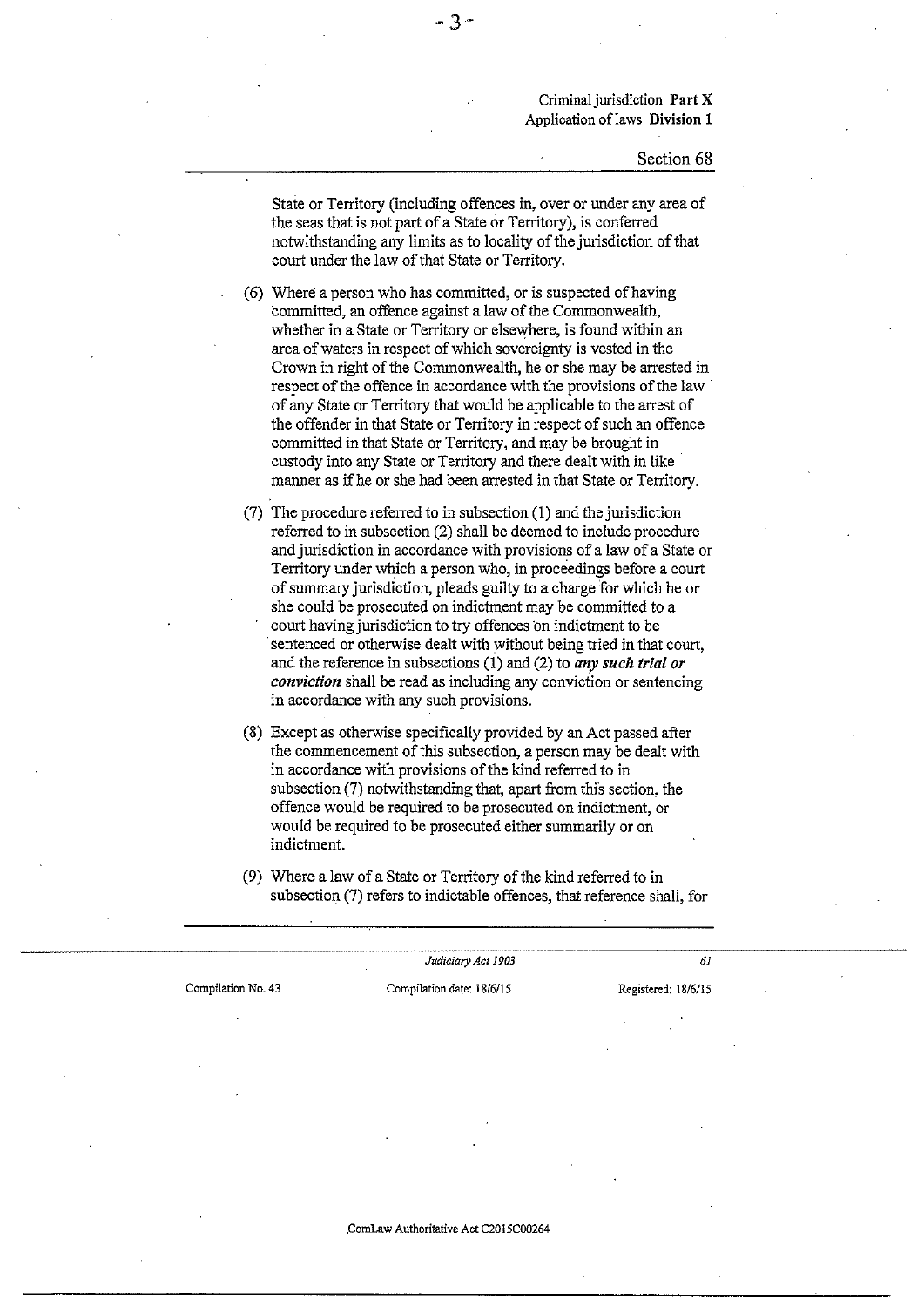State or Territory (including offences in, over or under any area of the seas that is not part of a State or Territory), is conferred notwithstanding any limits as to locality of the jurisdiction of that court under the law of that State or Territory.

(6) Where a person who has committed, or is suspected of having committed, an offence against a law of the Commonwealth, whether in a State or Territory or elsewhere, is found within an area of waters in respect of which sovereignty is vested in the Crown in right of the Commonwealth, he or she may be arrested in respect of the offence in accordance with the provisions of the law of any State or Territory that would be applicable to the arrest of the offender in that State or Territory in respect of such an offence committed in that State or Territory, and may be brought in custody into any State or Territory and there dealt with in like manner as if he or she had been arrested in that State or Territory.

(7) The procedure referred to in subsection (1) and the jurisdiction referred to in subsection (2) shall be deemed to include procedure and jurisdiction in accordance with provisions of a law of a State or Territory under which a person who, in proceedings before a court of summary jurisdiction, pleads guilty to a charge for which he or she could be prosecuted on indictment may be committed to a court having jurisdiction to try offences on indictment to be sentenced or otherwise dealt with without being tried in that court, and the reference in subsections (1) and (2) to ***any such trial or conviction*** shall be read as including any conviction or sentencing in accordance with any such provisions.

(8) Except as otherwise specifically provided by an Act passed after the commencement of this subsection, a person may be dealt with in accordance with provisions of the kind referred to in subsection (7) notwithstanding that, apart from this section, the offence would be required to be prosecuted on indictment, or would be required to be prosecuted either summarily or on indictment.

(9) Where a law of a State or Territory of the kind referred to in subsection (7) refers to indictable offences, that reference shall, for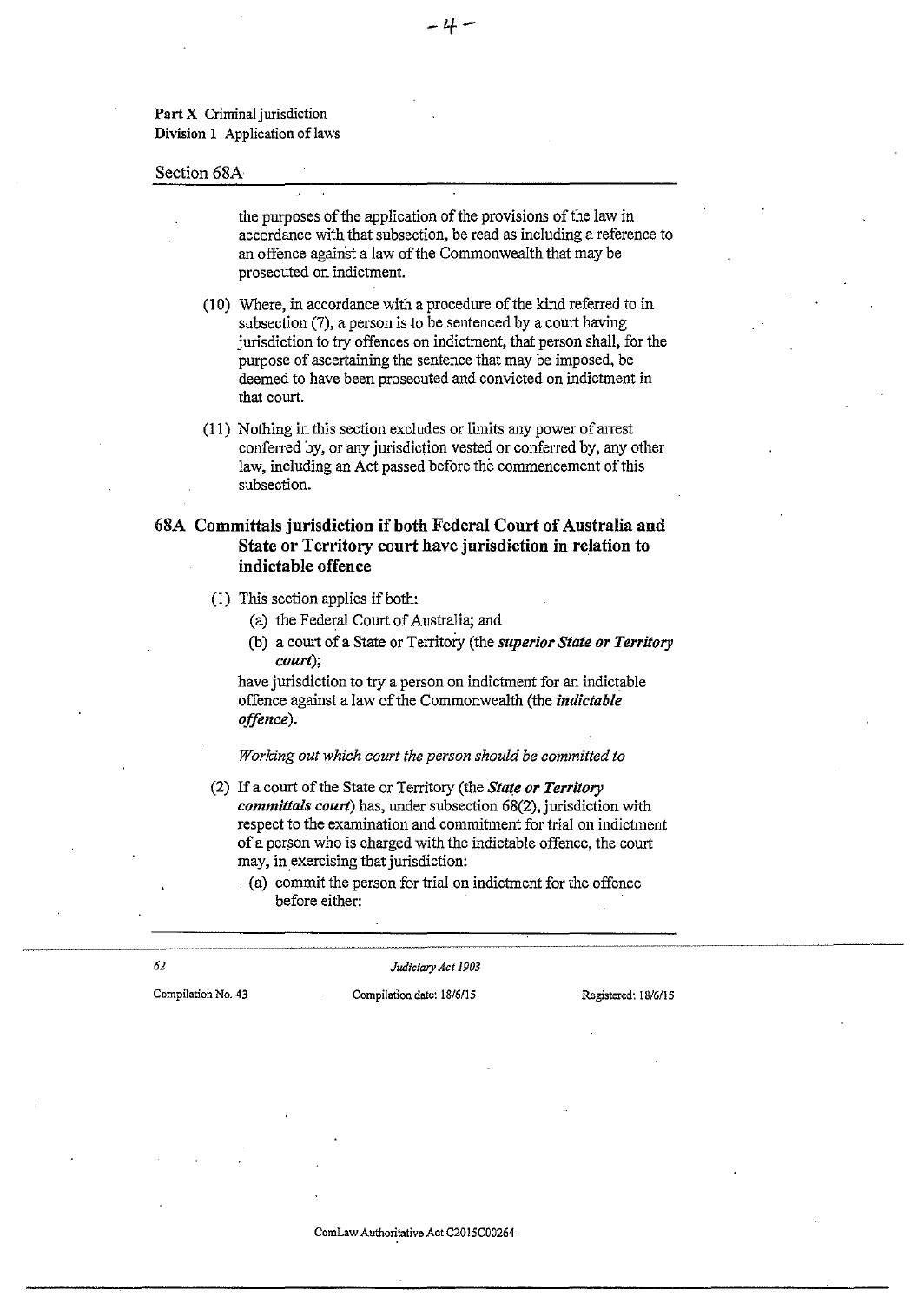the purposes of the application of the provisions of the law in accordance with that subsection, be read as including a reference to an offence against a law of the Commonwealth that may be prosecuted on indictment.

(10) Where, in accordance with a procedure of the kind referred to in subsection (7), a person is to be sentenced by a court having jurisdiction to try offences on indictment, that person shall, for the purpose of ascertaining the sentence that may be imposed, be deemed to have been prosecuted and convicted on indictment in that court.

(11) Nothing in this section excludes or limits any power of arrest conferred by, or any jurisdiction vested or conferred by, any other law, including an Act passed before the commencement of this subsection.

### 68A Committals jurisdiction if both Federal Court of Australia and State or Territory court have jurisdiction in relation to indictable offence

(1) This section applies if both:

(a) the Federal Court of Australia; and

(b) a court of a State or Territory (the ***superior State or Territory court***);

have jurisdiction to try a person on indictment for an indictable offence against a law of the Commonwealth (the ***indictable offence***).

*Working out which court the person should be committed to*

(2) If a court of the State or Territory (the ***State or Territory committals court***) has, under subsection 68(2), jurisdiction with respect to the examination and commitment for trial on indictment of a person who is charged with the indictable offence, the court may, in exercising that jurisdiction:

(a) commit the person for trial on indictment for the offence before either: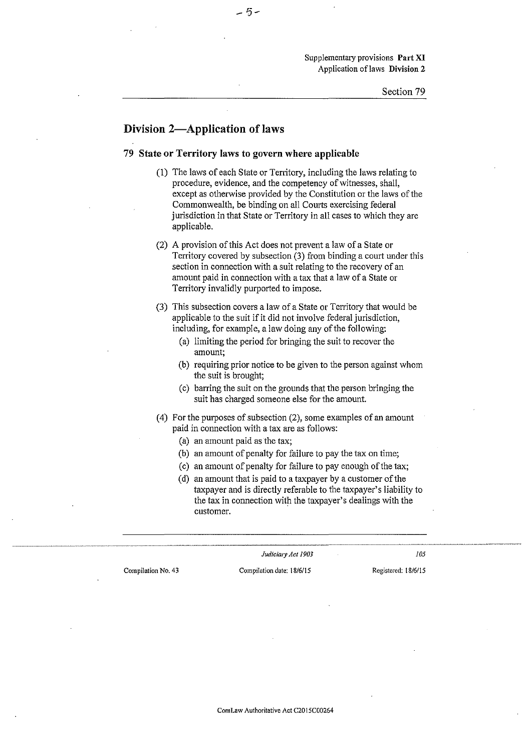## Division 2—Application of laws

### 79 State or Territory laws to govern where applicable

(1) The laws of each State or Territory, including the laws relating to procedure, evidence, and the competency of witnesses, shall, except as otherwise provided by the Constitution or the laws of the Commonwealth, be binding on all Courts exercising federal jurisdiction in that State or Territory in all cases to which they are applicable.

(2) A provision of this Act does not prevent a law of a State or Territory covered by subsection (3) from binding a court under this section in connection with a suit relating to the recovery of an amount paid in connection with a tax that a law of a State or Territory invalidly purported to impose.

(3) This subsection covers a law of a State or Territory that would be applicable to the suit if it did not involve federal jurisdiction, including, for example, a law doing any of the following:

- (a) limiting the period for bringing the suit to recover the amount;
- (b) requiring prior notice to be given to the person against whom the suit is brought;
- (c) barring the suit on the grounds that the person bringing the suit has charged someone else for the amount.

(4) For the purposes of subsection (2), some examples of an amount paid in connection with a tax are as follows:

- (a) an amount paid as the tax;
- (b) an amount of penalty for failure to pay the tax on time;
- (c) an amount of penalty for failure to pay enough of the tax;
- (d) an amount that is paid to a taxpayer by a customer of the taxpayer and is directly referable to the taxpayer's liability to the tax in connection with the taxpayer's dealings with the customer.